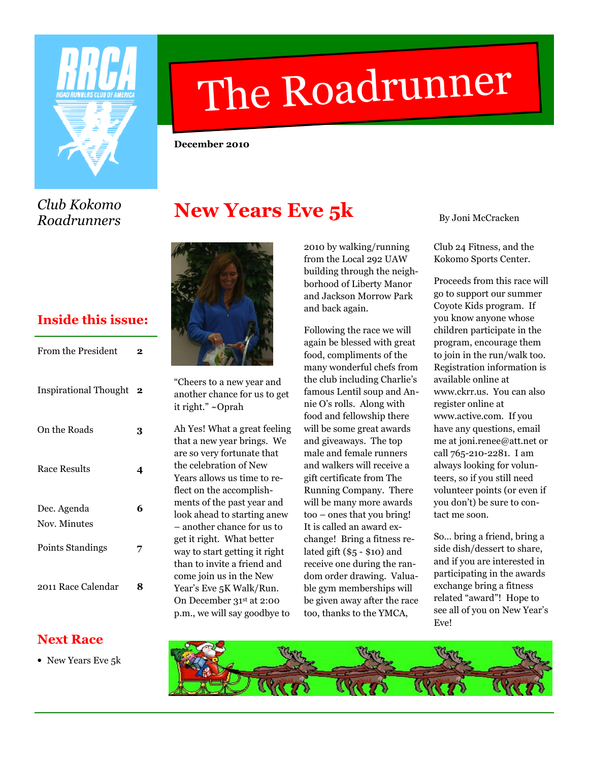# The Roadrunner

**December 2010**

*Club Kokomo Roadrunners*

## Inside this issue:

| | |
|---|---|
| From the President | 2 |
| Inspirational Thought | 2 |
| On the Roads | 3 |
| Race Results | 4 |
| Dec. Agenda<br>Nov. Minutes | 6 |
| Points Standings | 7 |
| 2011 Race Calendar | 8 |

## Next Race

- New Years Eve 5k

# New Years Eve 5k

By Joni McCracken

"Cheers to a new year and another chance for us to get it right." ~Oprah

Ah Yes! What a great feeling that a new year brings. We are so very fortunate that the celebration of New Years allows us time to reflect on the accomplishments of the past year and look ahead to starting anew – another chance for us to get it right. What better way to start getting it right than to invite a friend and come join us in the New Year's Eve 5K Walk/Run. On December 31st at 2:00 p.m., we will say goodbye to 2010 by walking/running from the Local 292 UAW building through the neighborhood of Liberty Manor and Jackson Morrow Park and back again.

Following the race we will again be blessed with great food, compliments of the many wonderful chefs from the club including Charlie's famous Lentil soup and Annie O's rolls. Along with food and fellowship there will be some great awards and giveaways. The top male and female runners and walkers will receive a gift certificate from The Running Company. There will be many more awards too – ones that you bring! It is called an award exchange! Bring a fitness related gift ($5 - $10) and receive one during the random order drawing. Valuable gym memberships will be given away after the race too, thanks to the YMCA, Club 24 Fitness, and the Kokomo Sports Center.

Proceeds from this race will go to support our summer Coyote Kids program. If you know anyone whose children participate in the program, encourage them to join in the run/walk too. Registration information is available online at www.ckrr.us. You can also register online at www.active.com. If you have any questions, email me at joni.renee@att.net or call 765-210-2281. I am always looking for volunteers, so if you still need volunteer points (or even if you don't) be sure to contact me soon.

So… bring a friend, bring a side dish/dessert to share, and if you are interested in participating in the awards exchange bring a fitness related "award"! Hope to see all of you on New Year's Eve!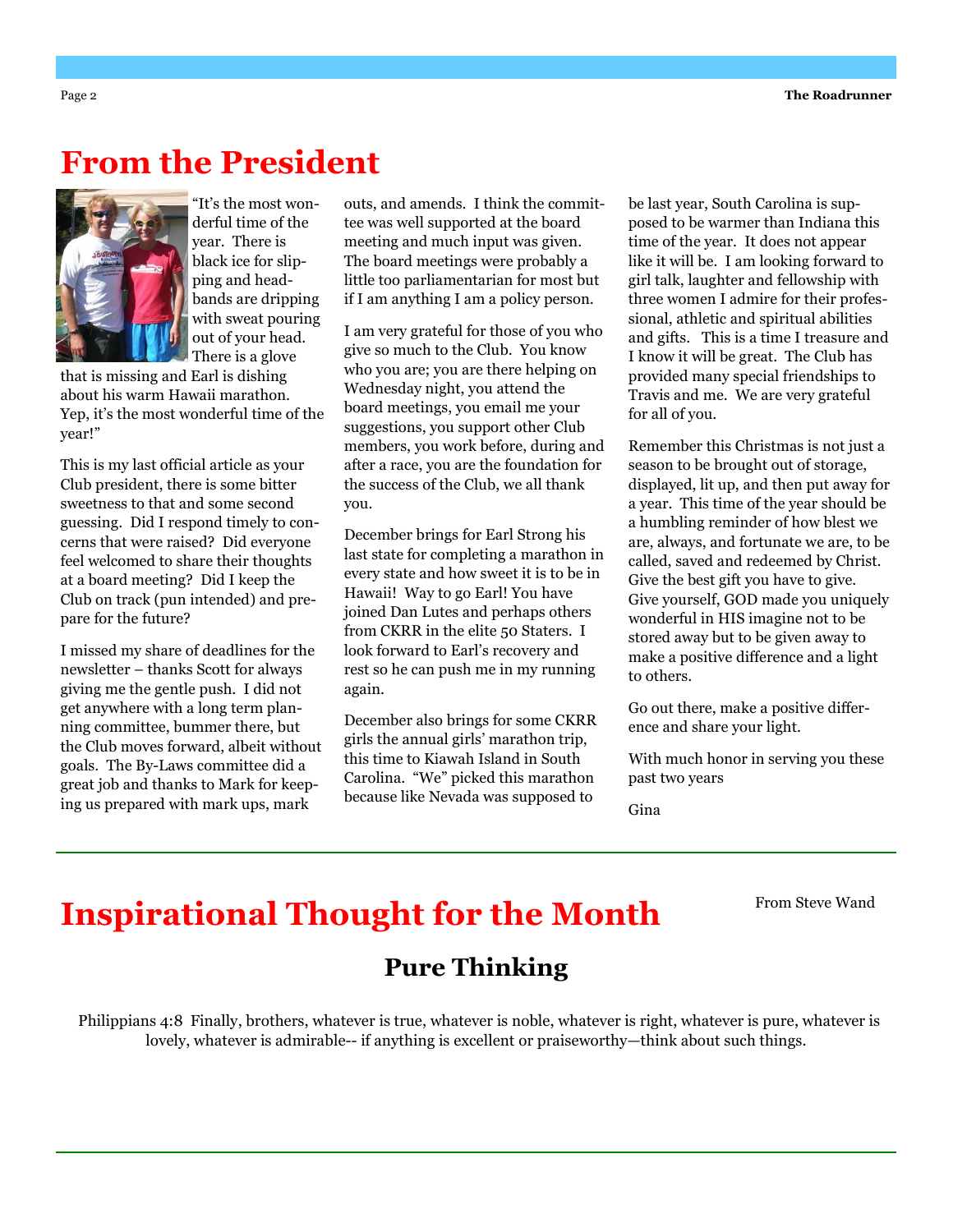# From the President

"It's the most wonderful time of the year. There is black ice for slipping and headbands are dripping with sweat pouring out of your head. There is a glove that is missing and Earl is dishing about his warm Hawaii marathon. Yep, it's the most wonderful time of the year!"

This is my last official article as your Club president, there is some bitter sweetness to that and some second guessing. Did I respond timely to concerns that were raised? Did everyone feel welcomed to share their thoughts at a board meeting? Did I keep the Club on track (pun intended) and prepare for the future?

I missed my share of deadlines for the newsletter – thanks Scott for always giving me the gentle push. I did not get anywhere with a long term planning committee, bummer there, but the Club moves forward, albeit without goals. The By-Laws committee did a great job and thanks to Mark for keeping us prepared with mark ups, mark outs, and amends. I think the committee was well supported at the board meeting and much input was given. The board meetings were probably a little too parliamentarian for most but if I am anything I am a policy person.

I am very grateful for those of you who give so much to the Club. You know who you are; you are there helping on Wednesday night, you attend the board meetings, you email me your suggestions, you support other Club members, you work before, during and after a race, you are the foundation for the success of the Club, we all thank you.

December brings for Earl Strong his last state for completing a marathon in every state and how sweet it is to be in Hawaii! Way to go Earl! You have joined Dan Lutes and perhaps others from CKRR in the elite 50 Staters. I look forward to Earl's recovery and rest so he can push me in my running again.

December also brings for some CKRR girls the annual girls' marathon trip, this time to Kiawah Island in South Carolina. "We" picked this marathon because like Nevada was supposed to be last year, South Carolina is supposed to be warmer than Indiana this time of the year. It does not appear like it will be. I am looking forward to girl talk, laughter and fellowship with three women I admire for their professional, athletic and spiritual abilities and gifts. This is a time I treasure and I know it will be great. The Club has provided many special friendships to Travis and me. We are very grateful for all of you.

Remember this Christmas is not just a season to be brought out of storage, displayed, lit up, and then put away for a year. This time of the year should be a humbling reminder of how blest we are, always, and fortunate we are, to be called, saved and redeemed by Christ. Give the best gift you have to give. Give yourself, GOD made you uniquely wonderful in HIS imagine not to be stored away but to be given away to make a positive difference and a light to others.

Go out there, make a positive difference and share your light.

With much honor in serving you these past two years

Gina

# Inspirational Thought for the Month

From Steve Wand

## Pure Thinking

Philippians 4:8 Finally, brothers, whatever is true, whatever is noble, whatever is right, whatever is pure, whatever is lovely, whatever is admirable-- if anything is excellent or praiseworthy—think about such things.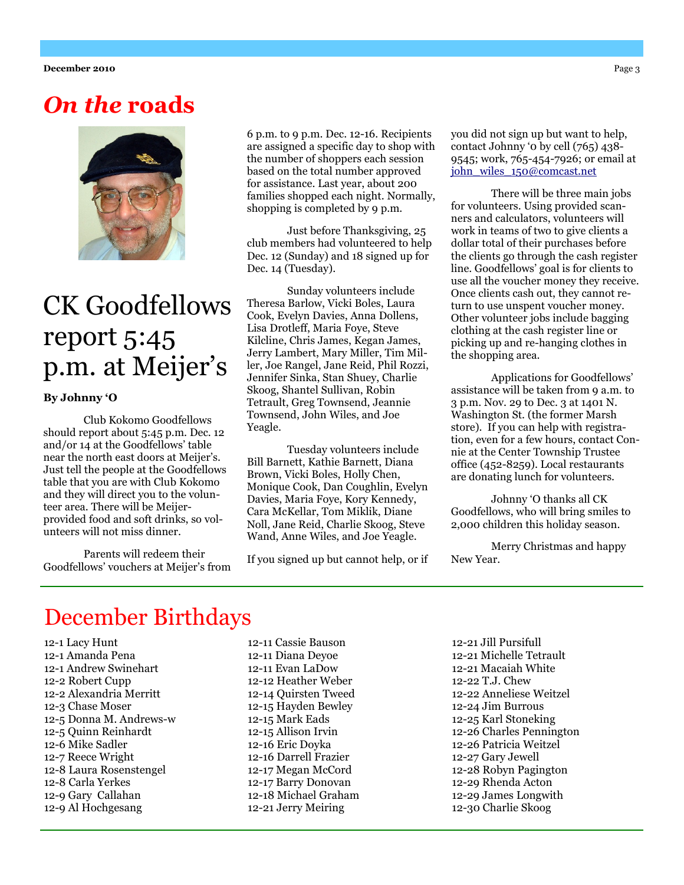# *On the* roads

## CK Goodfellows report 5:45 p.m. at Meijer's

**By Johnny 'O**

Club Kokomo Goodfellows should report about 5:45 p.m. Dec. 12 and/or 14 at the Goodfellows' table near the north east doors at Meijer's. Just tell the people at the Goodfellows table that you are with Club Kokomo and they will direct you to the volunteer area. There will be Meijer-provided food and soft drinks, so volunteers will not miss dinner.

Parents will redeem their Goodfellows' vouchers at Meijer's from 6 p.m. to 9 p.m. Dec. 12-16. Recipients are assigned a specific day to shop with the number of shoppers each session based on the total number approved for assistance. Last year, about 200 families shopped each night. Normally, shopping is completed by 9 p.m.

Just before Thanksgiving, 25 club members had volunteered to help Dec. 12 (Sunday) and 18 signed up for Dec. 14 (Tuesday).

Sunday volunteers include Theresa Barlow, Vicki Boles, Laura Cook, Evelyn Davies, Anna Dollens, Lisa Drotleff, Maria Foye, Steve Kilcline, Chris James, Kegan James, Jerry Lambert, Mary Miller, Tim Miller, Joe Rangel, Jane Reid, Phil Rozzi, Jennifer Sinka, Stan Shuey, Charlie Skoog, Shantel Sullivan, Robin Tetrault, Greg Townsend, Jeannie Townsend, John Wiles, and Joe Yeagle.

Tuesday volunteers include Bill Barnett, Kathie Barnett, Diana Brown, Vicki Boles, Holly Chen, Monique Cook, Dan Coughlin, Evelyn Davies, Maria Foye, Kory Kennedy, Cara McKellar, Tom Miklik, Diane Noll, Jane Reid, Charlie Skoog, Steve Wand, Anne Wiles, and Joe Yeagle.

If you signed up but cannot help, or if you did not sign up but want to help, contact Johnny 'o by cell (765) 438-9545; work, 765-454-7926; or email at john_wiles_150@comcast.net

There will be three main jobs for volunteers. Using provided scanners and calculators, volunteers will work in teams of two to give clients a dollar total of their purchases before the clients go through the cash register line. Goodfellows' goal is for clients to use all the voucher money they receive. Once clients cash out, they cannot return to use unspent voucher money. Other volunteer jobs include bagging clothing at the cash register line or picking up and re-hanging clothes in the shopping area.

Applications for Goodfellows' assistance will be taken from 9 a.m. to 3 p.m. Nov. 29 to Dec. 3 at 1401 N. Washington St. (the former Marsh store). If you can help with registration, even for a few hours, contact Connie at the Center Township Trustee office (452-8259). Local restaurants are donating lunch for volunteers.

Johnny 'O thanks all CK Goodfellows, who will bring smiles to 2,000 children this holiday season.

Merry Christmas and happy New Year.

# December Birthdays

12-1 Lacy Hunt
12-1 Amanda Pena
12-1 Andrew Swinehart
12-2 Robert Cupp
12-2 Alexandria Merritt
12-3 Chase Moser
12-5 Donna M. Andrews-w
12-5 Quinn Reinhardt
12-6 Mike Sadler
12-7 Reece Wright
12-8 Laura Rosenstengel
12-8 Carla Yerkes
12-9 Gary Callahan
12-9 Al Hochgesang
12-11 Cassie Bauson
12-11 Diana Deyoe
12-11 Evan LaDow
12-12 Heather Weber
12-14 Quirsten Tweed
12-15 Hayden Bewley
12-15 Mark Eads
12-15 Allison Irvin
12-16 Eric Doyka
12-16 Darrell Frazier
12-17 Megan McCord
12-17 Barry Donovan
12-18 Michael Graham
12-21 Jerry Meiring
12-21 Jill Pursifull
12-21 Michelle Tetrault
12-21 Macaiah White
12-22 T.J. Chew
12-22 Anneliese Weitzel
12-24 Jim Burrous
12-25 Karl Stoneking
12-26 Charles Pennington
12-26 Patricia Weitzel
12-27 Gary Jewell
12-28 Robyn Pagington
12-29 Rhenda Acton
12-29 James Longwith
12-30 Charlie Skoog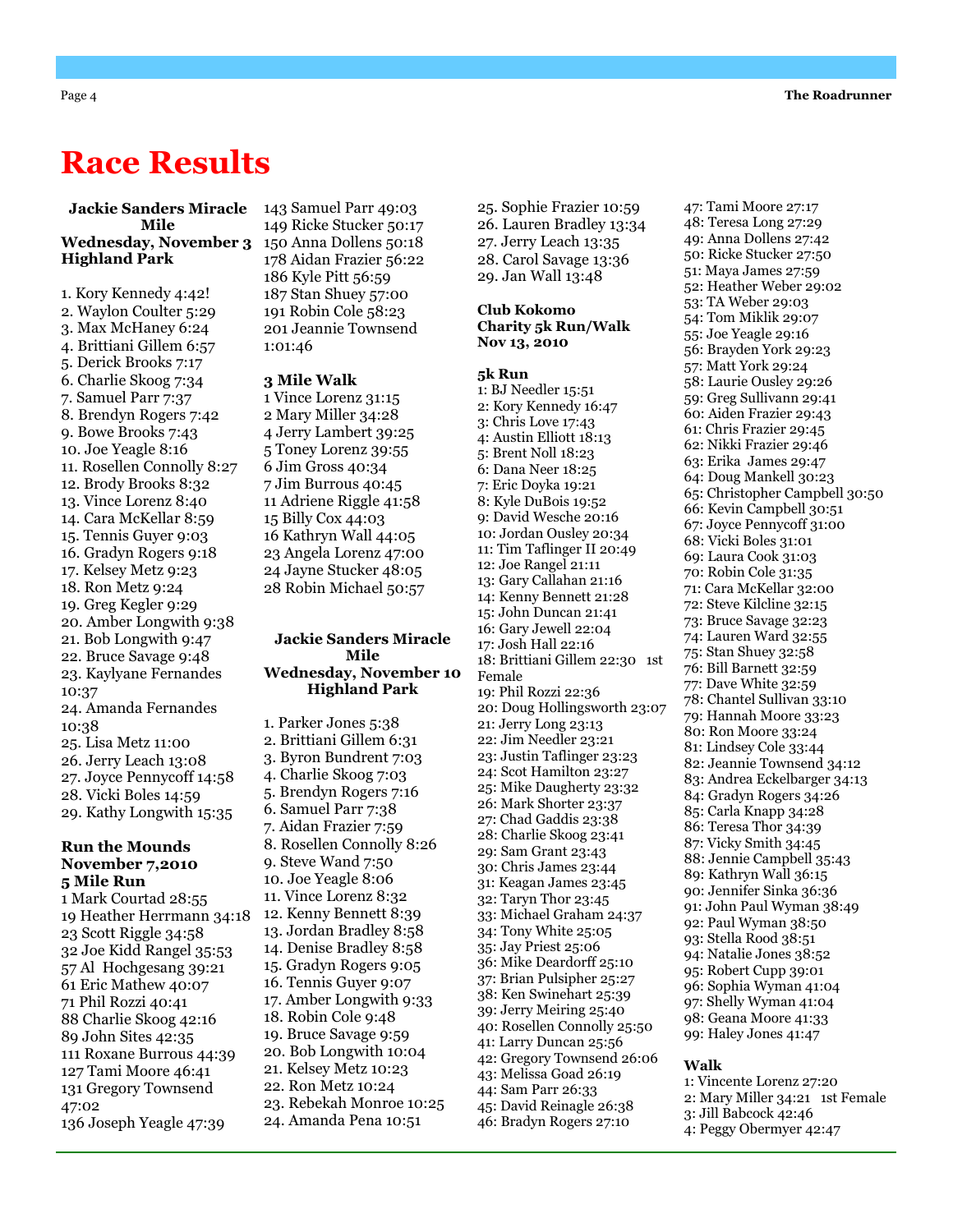# Race Results

### Jackie Sanders Miracle Mile
### Wednesday, November 3
### Highland Park

1. Kory Kennedy 4:42!
2. Waylon Coulter 5:29
3. Max McHaney 6:24
4. Brittiani Gillem 6:57
5. Derick Brooks 7:17
6. Charlie Skoog 7:34
7. Samuel Parr 7:37
8. Brendyn Rogers 7:42
9. Bowe Brooks 7:43
10. Joe Yeagle 8:16
11. Rosellen Connolly 8:27
12. Brody Brooks 8:32
13. Vince Lorenz 8:40
14. Cara McKellar 8:59
15. Tennis Guyer 9:03
16. Gradyn Rogers 9:18
17. Kelsey Metz 9:23
18. Ron Metz 9:24
19. Greg Kegler 9:29
20. Amber Longwith 9:38
21. Bob Longwith 9:47
22. Bruce Savage 9:48
23. Kaylyane Fernandes 10:37
24. Amanda Fernandes 10:38
25. Lisa Metz 11:00
26. Jerry Leach 13:08
27. Joyce Pennycoff 14:58
28. Vicki Boles 14:59
29. Kathy Longwith 15:35

### Run the Mounds
### November 7,2010
### 5 Mile Run

1 Mark Courtad 28:55
19 Heather Herrmann 34:18
23 Scott Riggle 34:58
32 Joe Kidd Rangel 35:53
57 Al Hochgesang 39:21
61 Eric Mathew 40:07
71 Phil Rozzi 40:41
88 Charlie Skoog 42:16
89 John Sites 42:35
111 Roxane Burrous 44:39
127 Tami Moore 46:41
131 Gregory Townsend 47:02
136 Joseph Yeagle 47:39
143 Samuel Parr 49:03
149 Ricke Stucker 50:17
150 Anna Dollens 50:18
178 Aidan Frazier 56:22
186 Kyle Pitt 56:59
187 Stan Shuey 57:00
191 Robin Cole 58:23
201 Jeannie Townsend 1:01:46

### 3 Mile Walk

1 Vince Lorenz 31:15
2 Mary Miller 34:28
4 Jerry Lambert 39:25
5 Toney Lorenz 39:55
6 Jim Gross 40:34
7 Jim Burrous 40:45
11 Adriene Riggle 41:58
15 Billy Cox 44:03
16 Kathryn Wall 44:05
23 Angela Lorenz 47:00
24 Jayne Stucker 48:05
28 Robin Michael 50:57

### Jackie Sanders Miracle Mile
### Wednesday, November 10
### Highland Park

1. Parker Jones 5:38
2. Brittiani Gillem 6:31
3. Byron Bundrent 7:03
4. Charlie Skoog 7:03
5. Brendyn Rogers 7:16
6. Samuel Parr 7:38
7. Aidan Frazier 7:59
8. Rosellen Connolly 8:26
9. Steve Wand 7:50
10. Joe Yeagle 8:06
11. Vince Lorenz 8:32
12. Kenny Bennett 8:39
13. Jordan Bradley 8:58
14. Denise Bradley 8:58
15. Gradyn Rogers 9:05
16. Tennis Guyer 9:07
17. Amber Longwith 9:33
18. Robin Cole 9:48
19. Bruce Savage 9:59
20. Bob Longwith 10:04
21. Kelsey Metz 10:23
22. Ron Metz 10:24
23. Rebekah Monroe 10:25
24. Amanda Pena 10:51
25. Sophie Frazier 10:59
26. Lauren Bradley 13:34
27. Jerry Leach 13:35
28. Carol Savage 13:36
29. Jan Wall 13:48

### Club Kokomo
### Charity 5k Run/Walk
### Nov 13, 2010

### 5k Run

1: BJ Needler 15:51
2: Kory Kennedy 16:47
3: Chris Love 17:43
4: Austin Elliott 18:13
5: Brent Noll 18:23
6: Dana Neer 18:25
7: Eric Doyka 19:21
8: Kyle DuBois 19:52
9: David Wesche 20:16
10: Jordan Ousley 20:34
11: Tim Taflinger II 20:49
12: Joe Rangel 21:11
13: Gary Callahan 21:16
14: Kenny Bennett 21:28
15: John Duncan 21:41
16: Gary Jewell 22:04
17: Josh Hall 22:16
18: Brittiani Gillem 22:30 1st Female
19: Phil Rozzi 22:36
20: Doug Hollingsworth 23:07
21: Jerry Long 23:13
22: Jim Needler 23:21
23: Justin Taflinger 23:23
24: Scot Hamilton 23:27
25: Mike Daugherty 23:32
26: Mark Shorter 23:37
27: Chad Gaddis 23:38
28: Charlie Skoog 23:41
29: Sam Grant 23:43
30: Chris James 23:44
31: Keagan James 23:45
32: Taryn Thor 23:45
33: Michael Graham 24:37
34: Tony White 25:05
35: Jay Priest 25:06
36: Mike Deardorff 25:10
37: Brian Pulsipher 25:27
38: Ken Swinehart 25:39
39: Jerry Meiring 25:40
40: Rosellen Connolly 25:50
41: Larry Duncan 25:56
42: Gregory Townsend 26:06
43: Melissa Goad 26:19
44: Sam Parr 26:33
45: David Reinagle 26:38
46: Bradyn Rogers 27:10
47: Tami Moore 27:17
48: Teresa Long 27:29
49: Anna Dollens 27:42
50: Ricke Stucker 27:50
51: Maya James 27:59
52: Heather Weber 29:02
53: TA Weber 29:03
54: Tom Miklik 29:07
55: Joe Yeagle 29:16
56: Brayden York 29:23
57: Matt York 29:24
58: Laurie Ousley 29:26
59: Greg Sullivann 29:41
60: Aiden Frazier 29:43
61: Chris Frazier 29:45
62: Nikki Frazier 29:46
63: Erika James 29:47
64: Doug Mankell 30:23
65: Christopher Campbell 30:50
66: Kevin Campbell 30:51
67: Joyce Pennycoff 31:00
68: Vicki Boles 31:01
69: Laura Cook 31:03
70: Robin Cole 31:35
71: Cara McKellar 32:00
72: Steve Kilcline 32:15
73: Bruce Savage 32:23
74: Lauren Ward 32:55
75: Stan Shuey 32:58
76: Bill Barnett 32:59
77: Dave White 32:59
78: Chantel Sullivan 33:10
79: Hannah Moore 33:23
80: Ron Moore 33:24
81: Lindsey Cole 33:44
82: Jeannie Townsend 34:12
83: Andrea Eckelbarger 34:13
84: Gradyn Rogers 34:26
85: Carla Knapp 34:28
86: Teresa Thor 34:39
87: Vicky Smith 34:45
88: Jennie Campbell 35:43
89: Kathryn Wall 36:15
90: Jennifer Sinka 36:36
91: John Paul Wyman 38:49
92: Paul Wyman 38:50
93: Stella Rood 38:51
94: Natalie Jones 38:52
95: Robert Cupp 39:01
96: Sophia Wyman 41:04
97: Shelly Wyman 41:04
98: Geana Moore 41:33
99: Haley Jones 41:47

### Walk

1: Vincente Lorenz 27:20
2: Mary Miller 34:21 1st Female
3: Jill Babcock 42:46
4: Peggy Obermyer 42:47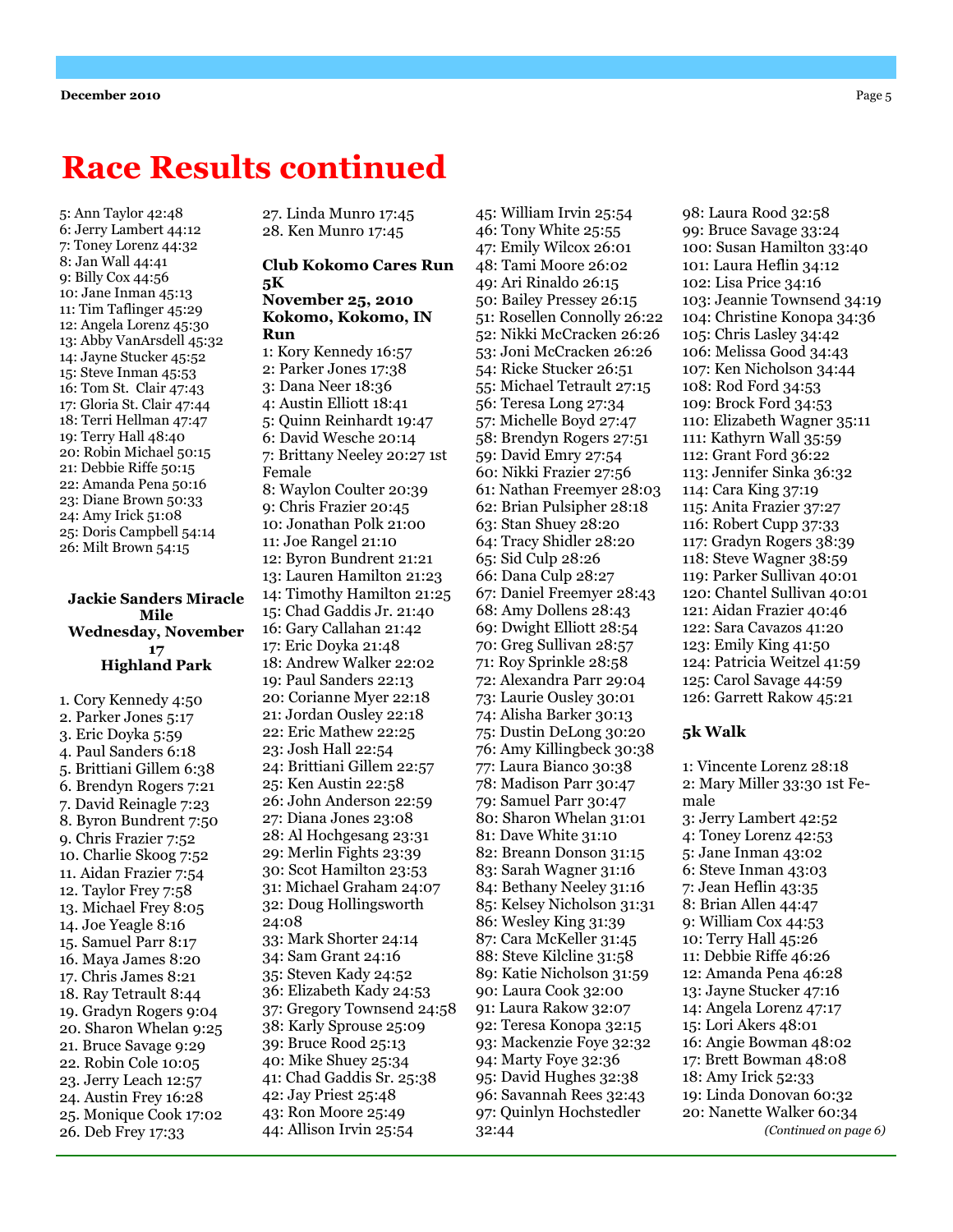# Race Results continued

5: Ann Taylor 42:48
6: Jerry Lambert 44:12
7: Toney Lorenz 44:32
8: Jan Wall 44:41
9: Billy Cox 44:56
10: Jane Inman 45:13
11: Tim Taflinger 45:29
12: Angela Lorenz 45:30
13: Abby VanArsdell 45:32
14: Jayne Stucker 45:52
15: Steve Inman 45:53
16: Tom St. Clair 47:43
17: Gloria St. Clair 47:44
18: Terri Hellman 47:47
19: Terry Hall 48:40
20: Robin Michael 50:15
21: Debbie Riffe 50:15
22: Amanda Pena 50:16
23: Diane Brown 50:33
24: Amy Irick 51:08
25: Doris Campbell 54:14
26: Milt Brown 54:15

**Jackie Sanders Miracle Mile**
**Wednesday, November 17**
**Highland Park**

1. Cory Kennedy 4:50
2. Parker Jones 5:17
3. Eric Doyka 5:59
4. Paul Sanders 6:18
5. Brittiani Gillem 6:38
6. Brendyn Rogers 7:21
7. David Reinagle 7:23
8. Byron Bundrent 7:50
9. Chris Frazier 7:52
10. Charlie Skoog 7:52
11. Aidan Frazier 7:54
12. Taylor Frey 7:58
13. Michael Frey 8:05
14. Joe Yeagle 8:16
15. Samuel Parr 8:17
16. Maya James 8:20
17. Chris James 8:21
18. Ray Tetrault 8:44
19. Gradyn Rogers 9:04
20. Sharon Whelan 9:25
21. Bruce Savage 9:29
22. Robin Cole 10:05
23. Jerry Leach 12:57
24. Austin Frey 16:28
25. Monique Cook 17:02
26. Deb Frey 17:33
27. Linda Munro 17:45
28. Ken Munro 17:45

**Club Kokomo Cares Run 5K**
**November 25, 2010**
**Kokomo, Kokomo, IN**
**Run**

1: Kory Kennedy 16:57
2: Parker Jones 17:38
3: Dana Neer 18:36
4: Austin Elliott 18:41
5: Quinn Reinhardt 19:47
6: David Wesche 20:14
7: Brittany Neeley 20:27 1st Female
8: Waylon Coulter 20:39
9: Chris Frazier 20:45
10: Jonathan Polk 21:00
11: Joe Rangel 21:10
12: Byron Bundrent 21:21
13: Lauren Hamilton 21:23
14: Timothy Hamilton 21:25
15: Chad Gaddis Jr. 21:40
16: Gary Callahan 21:42
17: Eric Doyka 21:48
18: Andrew Walker 22:02
19: Paul Sanders 22:13
20: Corianne Myer 22:18
21: Jordan Ousley 22:18
22: Eric Mathew 22:25
23: Josh Hall 22:54
24: Brittiani Gillem 22:57
25: Ken Austin 22:58
26: John Anderson 22:59
27: Diana Jones 23:08
28: Al Hochgesang 23:31
29: Merlin Fights 23:39
30: Scot Hamilton 23:53
31: Michael Graham 24:07
32: Doug Hollingsworth 24:08
33: Mark Shorter 24:14
34: Sam Grant 24:16
35: Steven Kady 24:52
36: Elizabeth Kady 24:53
37: Gregory Townsend 24:58
38: Karly Sprouse 25:09
39: Bruce Rood 25:13
40: Mike Shuey 25:34
41: Chad Gaddis Sr. 25:38
42: Jay Priest 25:48
43: Ron Moore 25:49
44: Allison Irvin 25:54
45: William Irvin 25:54
46: Tony White 25:55
47: Emily Wilcox 26:01
48: Tami Moore 26:02
49: Ari Rinaldo 26:15
50: Bailey Pressey 26:15
51: Rosellen Connolly 26:22
52: Nikki McCracken 26:26
53: Joni McCracken 26:26
54: Ricke Stucker 26:51
55: Michael Tetrault 27:15
56: Teresa Long 27:34
57: Michelle Boyd 27:47
58: Brendyn Rogers 27:51
59: David Emry 27:54
60: Nikki Frazier 27:56
61: Nathan Freemyer 28:03
62: Brian Pulsipher 28:18
63: Stan Shuey 28:20
64: Tracy Shidler 28:20
65: Sid Culp 28:26
66: Dana Culp 28:27
67: Daniel Freemyer 28:43
68: Amy Dollens 28:43
69: Dwight Elliott 28:54
70: Greg Sullivan 28:57
71: Roy Sprinkle 28:58
72: Alexandra Parr 29:04
73: Laurie Ousley 30:01
74: Alisha Barker 30:13
75: Dustin DeLong 30:20
76: Amy Killingbeck 30:38
77: Laura Bianco 30:38
78: Madison Parr 30:47
79: Samuel Parr 30:47
80: Sharon Whelan 31:01
81: Dave White 31:10
82: Breann Donson 31:15
83: Sarah Wagner 31:16
84: Bethany Neeley 31:16
85: Kelsey Nicholson 31:31
86: Wesley King 31:39
87: Cara McKeller 31:45
88: Steve Kilcline 31:58
89: Katie Nicholson 31:59
90: Laura Cook 32:00
91: Laura Rakow 32:07
92: Teresa Konopa 32:15
93: Mackenzie Foye 32:32
94: Marty Foye 32:36
95: David Hughes 32:38
96: Savannah Rees 32:43
97: Quinlyn Hochstedler 32:44
98: Laura Rood 32:58
99: Bruce Savage 33:24
100: Susan Hamilton 33:40
101: Laura Heflin 34:12
102: Lisa Price 34:16
103: Jeannie Townsend 34:19
104: Christine Konopa 34:36
105: Chris Lasley 34:42
106: Melissa Good 34:43
107: Ken Nicholson 34:44
108: Rod Ford 34:53
109: Brock Ford 34:53
110: Elizabeth Wagner 35:11
111: Kathyrn Wall 35:59
112: Grant Ford 36:22
113: Jennifer Sinka 36:32
114: Cara King 37:19
115: Anita Frazier 37:27
116: Robert Cupp 37:33
117: Gradyn Rogers 38:39
118: Steve Wagner 38:59
119: Parker Sullivan 40:01
120: Chantel Sullivan 40:01
121: Aidan Frazier 40:46
122: Sara Cavazos 41:20
123: Emily King 41:50
124: Patricia Weitzel 41:59
125: Carol Savage 44:59
126: Garrett Rakow 45:21

**5k Walk**

1: Vincente Lorenz 28:18
2: Mary Miller 33:30 1st Female
3: Jerry Lambert 42:52
4: Toney Lorenz 42:53
5: Jane Inman 43:02
6: Steve Inman 43:03
7: Jean Heflin 43:35
8: Brian Allen 44:47
9: William Cox 44:53
10: Terry Hall 45:26
11: Debbie Riffe 46:26
12: Amanda Pena 46:28
13: Jayne Stucker 47:16
14: Angela Lorenz 47:17
15: Lori Akers 48:01
16: Angie Bowman 48:02
17: Brett Bowman 48:08
18: Amy Irick 52:33
19: Linda Donovan 60:32
20: Nanette Walker 60:34

*(Continued on page 6)*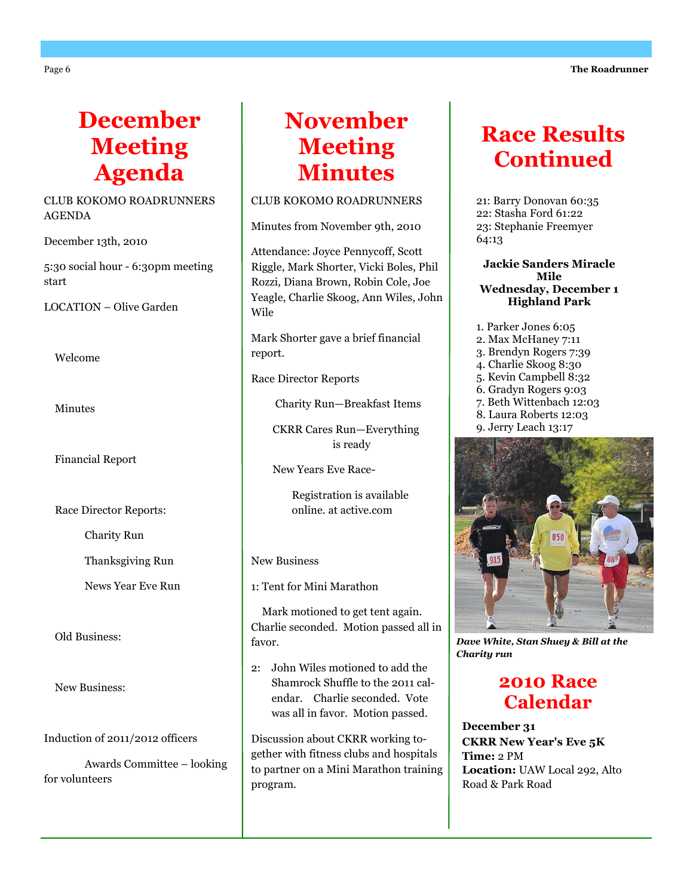# December Meeting Agenda

CLUB KOKOMO ROADRUNNERS AGENDA

December 13th, 2010

5:30 social hour - 6:30pm meeting start

LOCATION – Olive Garden

Welcome

Minutes

Financial Report

Race Director Reports:

- Charity Run
- Thanksgiving Run
- News Year Eve Run

Old Business:

New Business:

Induction of 2011/2012 officers

Awards Committee – looking for volunteers

# November Meeting Minutes

CLUB KOKOMO ROADRUNNERS

Minutes from November 9th, 2010

Attendance: Joyce Pennycoff, Scott Riggle, Mark Shorter, Vicki Boles, Phil Rozzi, Diana Brown, Robin Cole, Joe Yeagle, Charlie Skoog, Ann Wiles, John Wile

Mark Shorter gave a brief financial report.

Race Director Reports

Charity Run—Breakfast Items

CKRR Cares Run—Everything is ready

New Years Eve Race-

Registration is available online. at active.com

New Business

1: Tent for Mini Marathon

Mark motioned to get tent again. Charlie seconded. Motion passed all in favor.

2: John Wiles motioned to add the Shamrock Shuffle to the 2011 calendar. Charlie seconded. Vote was all in favor. Motion passed.

Discussion about CKRR working together with fitness clubs and hospitals to partner on a Mini Marathon training program.

# Race Results Continued

21: Barry Donovan 60:35
22: Stasha Ford 61:22
23: Stephanie Freemyer 64:13

**Jackie Sanders Miracle Mile**
**Wednesday, December 1**
**Highland Park**

1. Parker Jones 6:05
2. Max McHaney 7:11
3. Brendyn Rogers 7:39
4. Charlie Skoog 8:30
5. Kevin Campbell 8:32
6. Gradyn Rogers 9:03
7. Beth Wittenbach 12:03
8. Laura Roberts 12:03
9. Jerry Leach 13:17

***Dave White, Stan Shuey & Bill at the Charity run***

# 2010 Race Calendar

**December 31**
**CKRR New Year's Eve 5K**
**Time:** 2 PM
**Location:** UAW Local 292, Alto Road & Park Road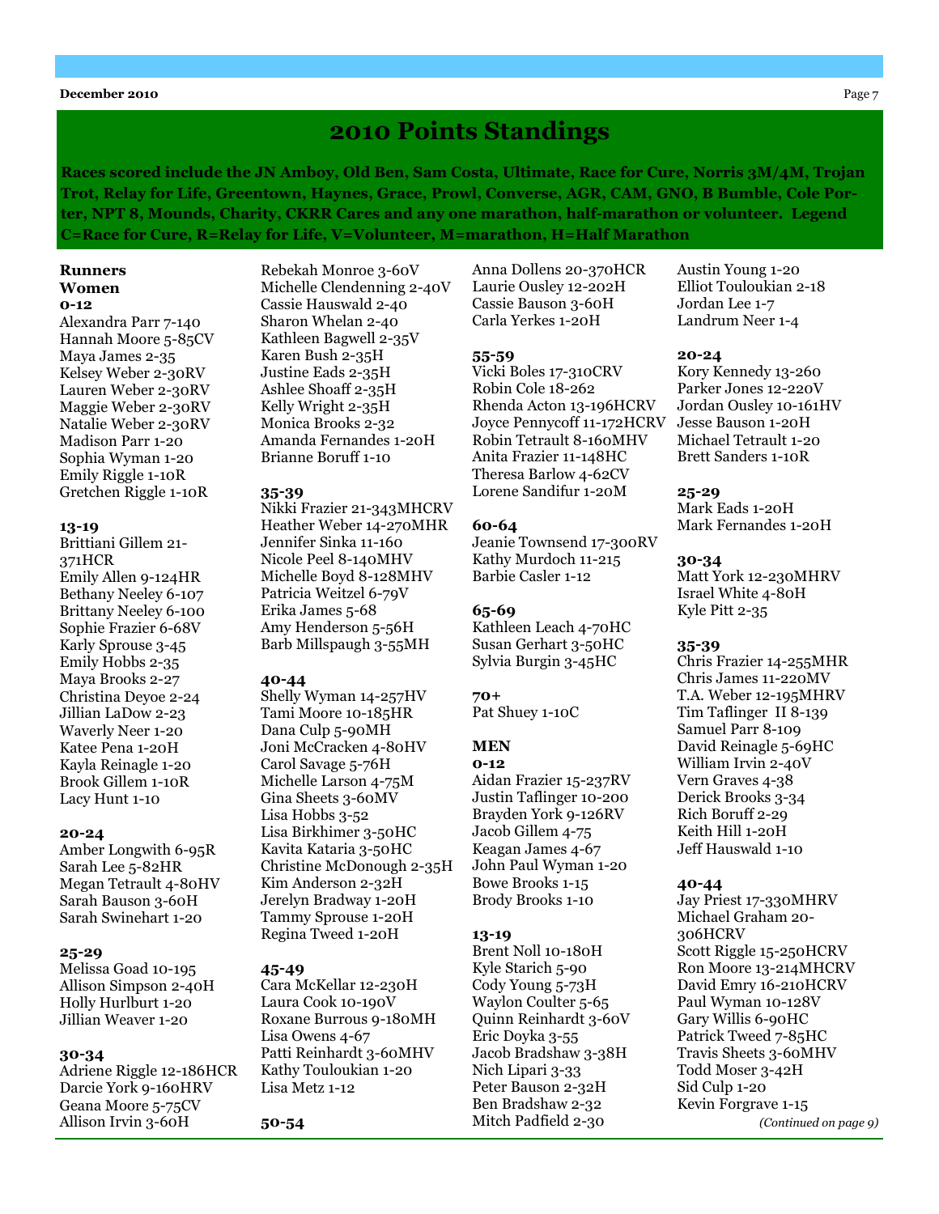# 2010 Points Standings

**Races scored include the JN Amboy, Old Ben, Sam Costa, Ultimate, Race for Cure, Norris 3M/4M, Trojan Trot, Relay for Life, Greentown, Haynes, Grace, Prowl, Converse, AGR, CAM, GNO, B Bumble, Cole Porter, NPT 8, Mounds, Charity, CKRR Cares and any one marathon, half-marathon or volunteer. Legend C=Race for Cure, R=Relay for Life, V=Volunteer, M=marathon, H=Half Marathon**

## Runners

### Women

**0-12**

Alexandra Parr 7-140
Hannah Moore 5-85CV
Maya James 2-35
Kelsey Weber 2-30RV
Lauren Weber 2-30RV
Maggie Weber 2-30RV
Natalie Weber 2-30RV
Madison Parr 1-20
Sophia Wyman 1-20
Emily Riggle 1-10R
Gretchen Riggle 1-10R

**13-19**

Brittiani Gillem 21-371HCR
Emily Allen 9-124HR
Bethany Neeley 6-107
Brittany Neeley 6-100
Sophie Frazier 6-68V
Karly Sprouse 3-45
Emily Hobbs 2-35
Maya Brooks 2-27
Christina Deyoe 2-24
Jillian LaDow 2-23
Waverly Neer 1-20
Katee Pena 1-20H
Kayla Reinagle 1-20
Brook Gillem 1-10R
Lacy Hunt 1-10

**20-24**

Amber Longwith 6-95R
Sarah Lee 5-82HR
Megan Tetrault 4-80HV
Sarah Bauson 3-60H
Sarah Swinehart 1-20

**25-29**

Melissa Goad 10-195
Allison Simpson 2-40H
Holly Hurlburt 1-20
Jillian Weaver 1-20

**30-34**

Adriene Riggle 12-186HCR
Darcie York 9-160HRV
Geana Moore 5-75CV
Allison Irvin 3-60H
Rebekah Monroe 3-60V
Michelle Clendenning 2-40V
Cassie Hauswald 2-40
Sharon Whelan 2-40
Kathleen Bagwell 2-35V
Karen Bush 2-35H
Justine Eads 2-35H
Ashlee Shoaff 2-35H
Kelly Wright 2-35H
Monica Brooks 2-32
Amanda Fernandes 1-20H
Brianne Boruff 1-10

**35-39**

Nikki Frazier 21-343MHCRV
Heather Weber 14-270MHR
Jennifer Sinka 11-160
Nicole Peel 8-140MHV
Michelle Boyd 8-128MHV
Patricia Weitzel 6-79V
Erika James 5-68
Amy Henderson 5-56H
Barb Millspaugh 3-55MH

**40-44**

Shelly Wyman 14-257HV
Tami Moore 10-185HR
Dana Culp 5-90MH
Joni McCracken 4-80HV
Carol Savage 5-76H
Michelle Larson 4-75M
Gina Sheets 3-60MV
Lisa Hobbs 3-52
Lisa Birkhimer 3-50HC
Kavita Kataria 3-50HC
Christine McDonough 2-35H
Kim Anderson 2-32H
Jerelyn Bradway 1-20H
Tammy Sprouse 1-20H
Regina Tweed 1-20H

**45-49**

Cara McKellar 12-230H
Laura Cook 10-190V
Roxane Burrous 9-180MH
Lisa Owens 4-67
Patti Reinhardt 3-60MHV
Kathy Touloukian 1-20
Lisa Metz 1-12

**50-54**

Anna Dollens 20-370HCR
Laurie Ousley 12-202H
Cassie Bauson 3-60H
Carla Yerkes 1-20H

**55-59**

Vicki Boles 17-310CRV
Robin Cole 18-262
Rhenda Acton 13-196HCRV
Joyce Pennycoff 11-172HCRV
Robin Tetrault 8-160MHV
Anita Frazier 11-148HC
Theresa Barlow 4-62CV
Lorene Sandifur 1-20M

**60-64**

Jeanie Townsend 17-300RV
Kathy Murdoch 11-215
Barbie Casler 1-12

**65-69**

Kathleen Leach 4-70HC
Susan Gerhart 3-50HC
Sylvia Burgin 3-45HC

**70+**

Pat Shuey 1-10C

### MEN

**0-12**

Aidan Frazier 15-237RV
Justin Taflinger 10-200
Brayden York 9-126RV
Jacob Gillem 4-75
Keagan James 4-67
John Paul Wyman 1-20
Bowe Brooks 1-15
Brody Brooks 1-10

**13-19**

Brent Noll 10-180H
Kyle Starich 5-90
Cody Young 5-73H
Waylon Coulter 5-65
Quinn Reinhardt 3-60V
Eric Doyka 3-55
Jacob Bradshaw 3-38H
Nich Lipari 3-33
Peter Bauson 2-32H
Ben Bradshaw 2-32
Mitch Padfield 2-30
Austin Young 1-20
Elliot Touloukian 2-18
Jordan Lee 1-7
Landrum Neer 1-4

**20-24**

Kory Kennedy 13-260
Parker Jones 12-220V
Jordan Ousley 10-161HV
Jesse Bauson 1-20H
Michael Tetrault 1-20
Brett Sanders 1-10R

**25-29**

Mark Eads 1-20H
Mark Fernandes 1-20H

**30-34**

Matt York 12-230MHRV
Israel White 4-80H
Kyle Pitt 2-35

**35-39**

Chris Frazier 14-255MHR
Chris James 11-220MV
T.A. Weber 12-195MHRV
Tim Taflinger II 8-139
Samuel Parr 8-109
David Reinagle 5-69HC
William Irvin 2-40V
Vern Graves 4-38
Derick Brooks 3-34
Rich Boruff 2-29
Keith Hill 1-20H
Jeff Hauswald 1-10

**40-44**

Jay Priest 17-330MHRV
Michael Graham 20-306HCRV
Scott Riggle 15-250HCRV
Ron Moore 13-214MHCRV
David Emry 16-210HCRV
Paul Wyman 10-128V
Gary Willis 6-90HC
Patrick Tweed 7-85HC
Travis Sheets 3-60MHV
Todd Moser 3-42H
Sid Culp 1-20
Kevin Forgrave 1-15

*(Continued on page 9)*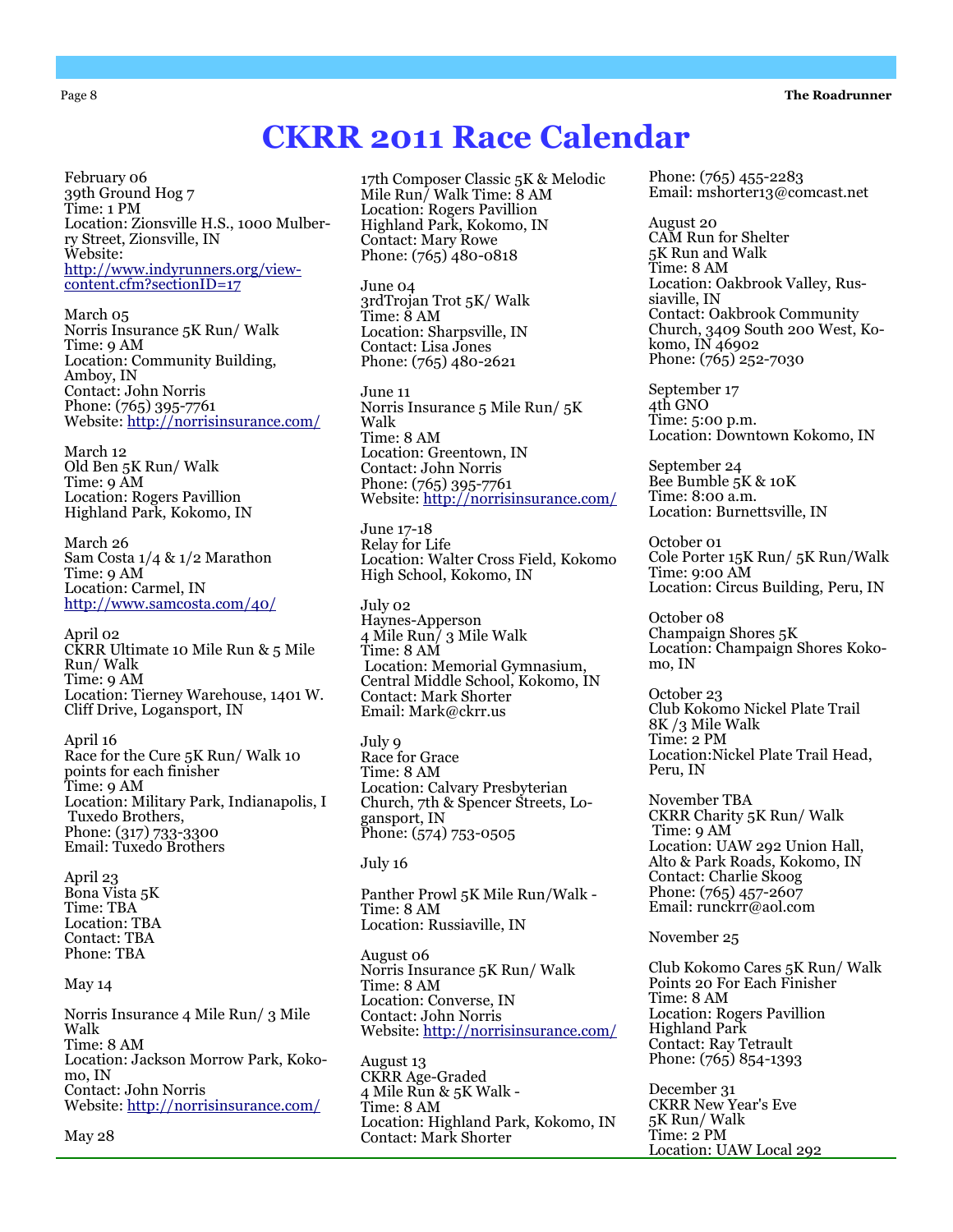# CKRR 2011 Race Calendar

February 06
39th Ground Hog 7
Time: 1 PM
Location: Zionsville H.S., 1000 Mulberry Street, Zionsville, IN
Website:
http://www.indyrunners.org/view-content.cfm?sectionID=17

March 05
Norris Insurance 5K Run/ Walk
Time: 9 AM
Location: Community Building, Amboy, IN
Contact: John Norris
Phone: (765) 395-7761
Website: http://norrisinsurance.com/

March 12
Old Ben 5K Run/ Walk
Time: 9 AM
Location: Rogers Pavillion
Highland Park, Kokomo, IN

March 26
Sam Costa 1/4 & 1/2 Marathon
Time: 9 AM
Location: Carmel, IN
http://www.samcosta.com/40/

April 02
CKRR Ultimate 10 Mile Run & 5 Mile Run/ Walk
Time: 9 AM
Location: Tierney Warehouse, 1401 W. Cliff Drive, Logansport, IN

April 16
Race for the Cure 5K Run/ Walk 10 points for each finisher
Time: 9 AM
Location: Military Park, Indianapolis, I
Tuxedo Brothers,
Phone: (317) 733-3300
Email: Tuxedo Brothers

April 23
Bona Vista 5K
Time: TBA
Location: TBA
Contact: TBA
Phone: TBA

May 14

Norris Insurance 4 Mile Run/ 3 Mile Walk
Time: 8 AM
Location: Jackson Morrow Park, Kokomo, IN
Contact: John Norris
Website: http://norrisinsurance.com/

May 28

17th Composer Classic 5K & Melodic Mile Run/ Walk Time: 8 AM
Location: Rogers Pavillion
Highland Park, Kokomo, IN
Contact: Mary Rowe
Phone: (765) 480-0818

June 04
3rdTrojan Trot 5K/ Walk
Time: 8 AM
Location: Sharpsville, IN
Contact: Lisa Jones
Phone: (765) 480-2621

June 11
Norris Insurance 5 Mile Run/ 5K Walk
Time: 8 AM
Location: Greentown, IN
Contact: John Norris
Phone: (765) 395-7761
Website: http://norrisinsurance.com/

June 17-18
Relay for Life
Location: Walter Cross Field, Kokomo High School, Kokomo, IN

July 02
Haynes-Apperson
4 Mile Run/ 3 Mile Walk
Time: 8 AM
Location: Memorial Gymnasium, Central Middle School, Kokomo, IN
Contact: Mark Shorter
Email: Mark@ckrr.us

July 9
Race for Grace
Time: 8 AM
Location: Calvary Presbyterian Church, 7th & Spencer Streets, Logansport, IN
Phone: (574) 753-0505

July 16

Panther Prowl 5K Mile Run/Walk -
Time: 8 AM
Location: Russiaville, IN

August 06
Norris Insurance 5K Run/ Walk
Time: 8 AM
Location: Converse, IN
Contact: John Norris
Website: http://norrisinsurance.com/

August 13
CKRR Age-Graded
4 Mile Run & 5K Walk -
Time: 8 AM
Location: Highland Park, Kokomo, IN
Contact: Mark Shorter
Phone: (765) 455-2283
Email: mshorter13@comcast.net

August 20
CAM Run for Shelter
5K Run and Walk
Time: 8 AM
Location: Oakbrook Valley, Russiaville, IN
Contact: Oakbrook Community Church, 3409 South 200 West, Kokomo, IN 46902
Phone: (765) 252-7030

September 17
4th GNO
Time: 5:00 p.m.
Location: Downtown Kokomo, IN

September 24
Bee Bumble 5K & 10K
Time: 8:00 a.m.
Location: Burnettsville, IN

October 01
Cole Porter 15K Run/ 5K Run/Walk
Time: 9:00 AM
Location: Circus Building, Peru, IN

October 08
Champaign Shores 5K
Location: Champaign Shores Kokomo, IN

October 23
Club Kokomo Nickel Plate Trail
8K /3 Mile Walk
Time: 2 PM
Location:Nickel Plate Trail Head, Peru, IN

November TBA
CKRR Charity 5K Run/ Walk
Time: 9 AM
Location: UAW 292 Union Hall, Alto & Park Roads, Kokomo, IN
Contact: Charlie Skoog
Phone: (765) 457-2607
Email: runckrr@aol.com

November 25

Club Kokomo Cares 5K Run/ Walk
Points 20 For Each Finisher
Time: 8 AM
Location: Rogers Pavillion
Highland Park
Contact: Ray Tetrault
Phone: (765) 854-1393

December 31
CKRR New Year's Eve
5K Run/ Walk
Time: 2 PM
Location: UAW Local 292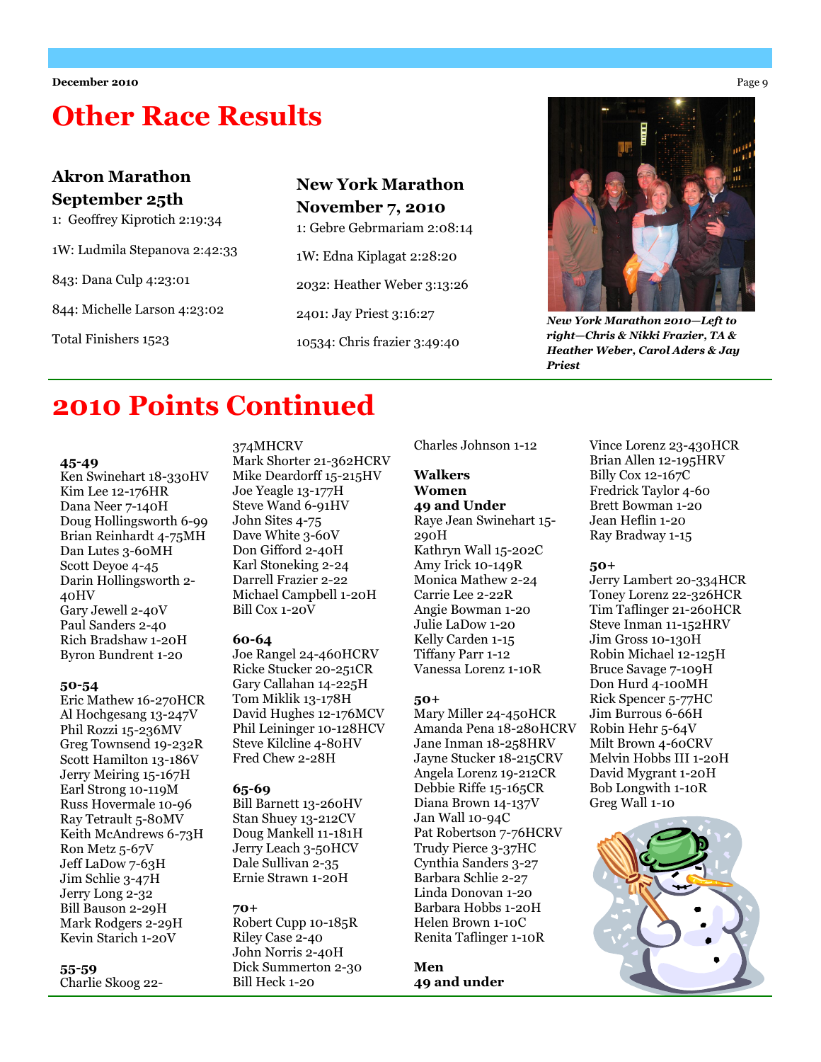# Other Race Results

### Akron Marathon September 25th

1: Geoffrey Kiprotich 2:19:34

1W: Ludmila Stepanova 2:42:33

843: Dana Culp 4:23:01

844: Michelle Larson 4:23:02

Total Finishers 1523

### New York Marathon November 7, 2010

1: Gebre Gebrmariam 2:08:14

1W: Edna Kiplagat 2:28:20

2032: Heather Weber 3:13:26

2401: Jay Priest 3:16:27

10534: Chris frazier 3:49:40

***New York Marathon 2010—Left to right—Chris & Nikki Frazier, TA & Heather Weber, Carol Aders & Jay Priest***

# 2010 Points Continued

**45-49**
Ken Swinehart 18-330HV
Kim Lee 12-176HR
Dana Neer 7-140H
Doug Hollingsworth 6-99
Brian Reinhardt 4-75MH
Dan Lutes 3-60MH
Scott Deyoe 4-45
Darin Hollingsworth 2-40HV
Gary Jewell 2-40V
Paul Sanders 2-40
Rich Bradshaw 1-20H
Byron Bundrent 1-20

**50-54**
Eric Mathew 16-270HCR
Al Hochgesang 13-247V
Phil Rozzi 15-236MV
Greg Townsend 19-232R
Scott Hamilton 13-186V
Jerry Meiring 15-167H
Earl Strong 10-119M
Russ Hovermale 10-96
Ray Tetrault 5-80MV
Keith McAndrews 6-73H
Ron Metz 5-67V
Jeff LaDow 7-63H
Jim Schlie 3-47H
Jerry Long 2-32
Bill Bauson 2-29H
Mark Rodgers 2-29H
Kevin Starich 1-20V

**55-59**
Charlie Skoog 22-374MHCRV
Mark Shorter 21-362HCRV
Mike Deardorff 15-215HV
Joe Yeagle 13-177H
Steve Wand 6-91HV
John Sites 4-75
Dave White 3-60V
Don Gifford 2-40H
Karl Stoneking 2-24
Darrell Frazier 2-22
Michael Campbell 1-20H
Bill Cox 1-20V

**60-64**
Joe Rangel 24-460HCRV
Ricke Stucker 20-251CR
Gary Callahan 14-225H
Tom Miklik 13-178H
David Hughes 12-176MCV
Phil Leininger 10-128HCV
Steve Kilcline 4-80HV
Fred Chew 2-28H

**65-69**
Bill Barnett 13-260HV
Stan Shuey 13-212CV
Doug Mankell 11-181H
Jerry Leach 3-50HCV
Dale Sullivan 2-35
Ernie Strawn 1-20H

**70+**
Robert Cupp 10-185R
Riley Case 2-40
John Norris 2-40H
Dick Summerton 2-30
Bill Heck 1-20
Charles Johnson 1-12

**Walkers**
**Women**
**49 and Under**
Raye Jean Swinehart 15-290H
Kathryn Wall 15-202C
Amy Irick 10-149R
Monica Mathew 2-24
Carrie Lee 2-22R
Angie Bowman 1-20
Julie LaDow 1-20
Kelly Carden 1-15
Tiffany Parr 1-12
Vanessa Lorenz 1-10R

**50+**
Mary Miller 24-450HCR
Amanda Pena 18-280HCRV
Jane Inman 18-258HRV
Jayne Stucker 18-215CRV
Angela Lorenz 19-212CR
Debbie Riffe 15-165CR
Diana Brown 14-137V
Jan Wall 10-94C
Pat Robertson 7-76HCRV
Trudy Pierce 3-37HC
Cynthia Sanders 3-27
Barbara Schlie 2-27
Linda Donovan 1-20
Barbara Hobbs 1-20H
Helen Brown 1-10C
Renita Taflinger 1-10R

**Men**
**49 and under**
Vince Lorenz 23-430HCR
Brian Allen 12-195HRV
Billy Cox 12-167C
Fredrick Taylor 4-60
Brett Bowman 1-20
Jean Heflin 1-20
Ray Bradway 1-15

**50+**
Jerry Lambert 20-334HCR
Toney Lorenz 22-326HCR
Tim Taflinger 21-260HCR
Steve Inman 11-152HRV
Jim Gross 10-130H
Robin Michael 12-125H
Bruce Savage 7-109H
Don Hurd 4-100MH
Rick Spencer 5-77HC
Jim Burrous 6-66H
Robin Hehr 5-64V
Milt Brown 4-60CRV
Melvin Hobbs III 1-20H
David Mygrant 1-20H
Bob Longwith 1-10R
Greg Wall 1-10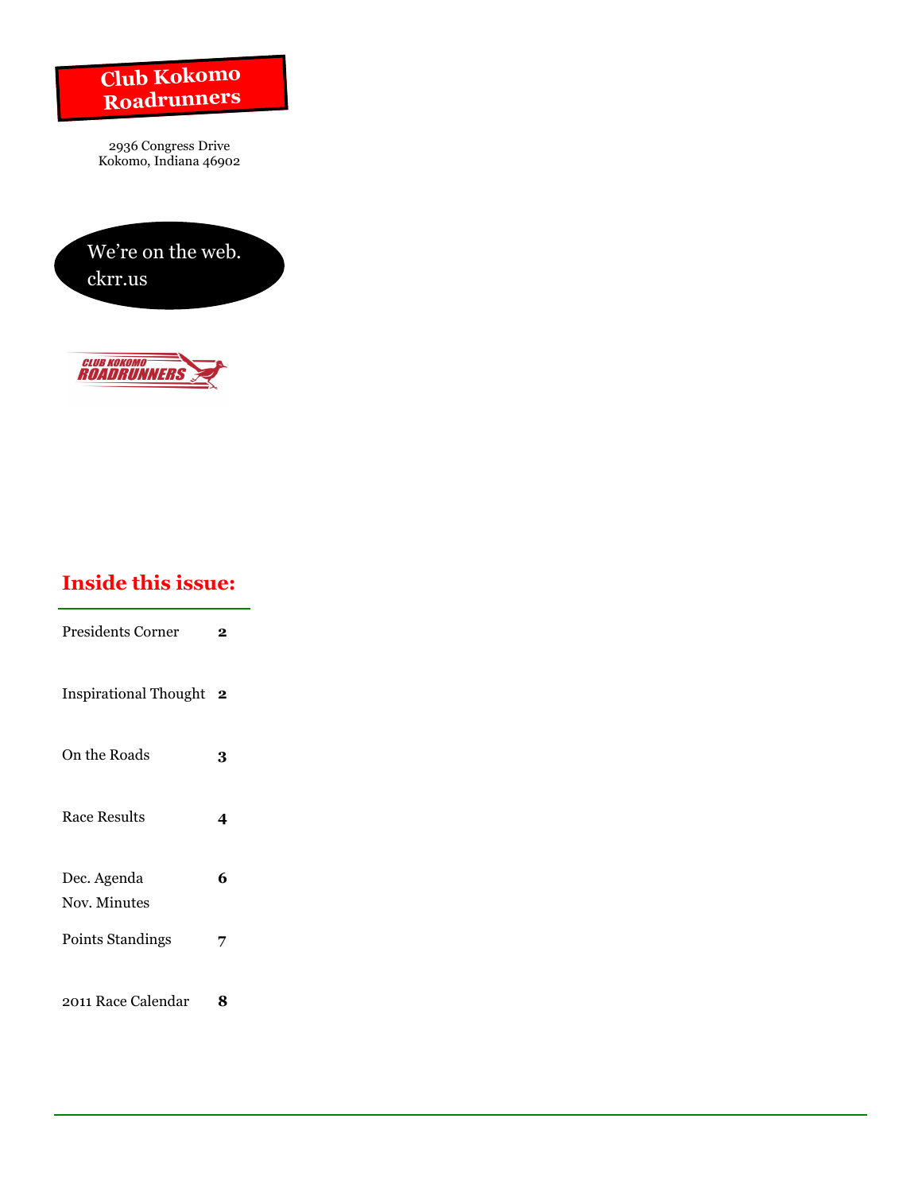# Club Kokomo Roadrunners

2936 Congress Drive
Kokomo, Indiana 46902

We're on the web.
ckrr.us

CLUB KOKOMO ROADRUNNERS

## Inside this issue:

| | |
|---|---|
| Presidents Corner | **2** |
| Inspirational Thought | **2** |
| On the Roads | **3** |
| Race Results | **4** |
| Dec. Agenda<br>Nov. Minutes | **6** |
| Points Standings | **7** |
| 2011 Race Calendar | **8** |